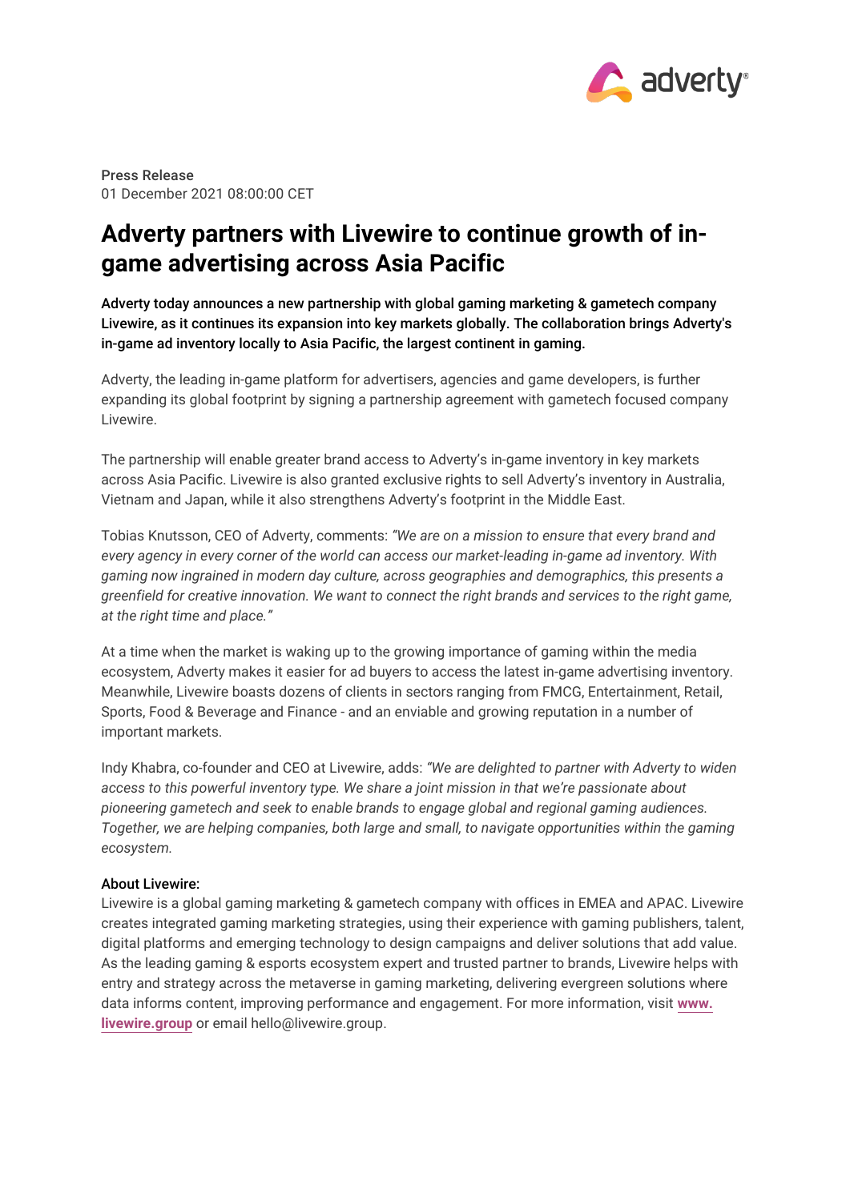Press Release
01 December 2021 08:00:00 CET

# Adverty partners with Livewire to continue growth of in-game advertising across Asia Pacific

Adverty today announces a new partnership with global gaming marketing & gametech company Livewire, as it continues its expansion into key markets globally. The collaboration brings Adverty's in-game ad inventory locally to Asia Pacific, the largest continent in gaming.

Adverty, the leading in-game platform for advertisers, agencies and game developers, is further expanding its global footprint by signing a partnership agreement with gametech focused company Livewire.

The partnership will enable greater brand access to Adverty's in-game inventory in key markets across Asia Pacific. Livewire is also granted exclusive rights to sell Adverty's inventory in Australia, Vietnam and Japan, while it also strengthens Adverty's footprint in the Middle East.

Tobias Knutsson, CEO of Adverty, comments: *"We are on a mission to ensure that every brand and every agency in every corner of the world can access our market-leading in-game ad inventory. With gaming now ingrained in modern day culture, across geographies and demographics, this presents a greenfield for creative innovation. We want to connect the right brands and services to the right game, at the right time and place."*

At a time when the market is waking up to the growing importance of gaming within the media ecosystem, Adverty makes it easier for ad buyers to access the latest in-game advertising inventory. Meanwhile, Livewire boasts dozens of clients in sectors ranging from FMCG, Entertainment, Retail, Sports, Food & Beverage and Finance - and an enviable and growing reputation in a number of important markets.

Indy Khabra, co-founder and CEO at Livewire, adds: *"We are delighted to partner with Adverty to widen access to this powerful inventory type. We share a joint mission in that we're passionate about pioneering gametech and seek to enable brands to engage global and regional gaming audiences. Together, we are helping companies, both large and small, to navigate opportunities within the gaming ecosystem.*

**About Livewire:**
Livewire is a global gaming marketing & gametech company with offices in EMEA and APAC. Livewire creates integrated gaming marketing strategies, using their experience with gaming publishers, talent, digital platforms and emerging technology to design campaigns and deliver solutions that add value. As the leading gaming & esports ecosystem expert and trusted partner to brands, Livewire helps with entry and strategy across the metaverse in gaming marketing, delivering evergreen solutions where data informs content, improving performance and engagement. For more information, visit **www.livewire.group** or email hello@livewire.group.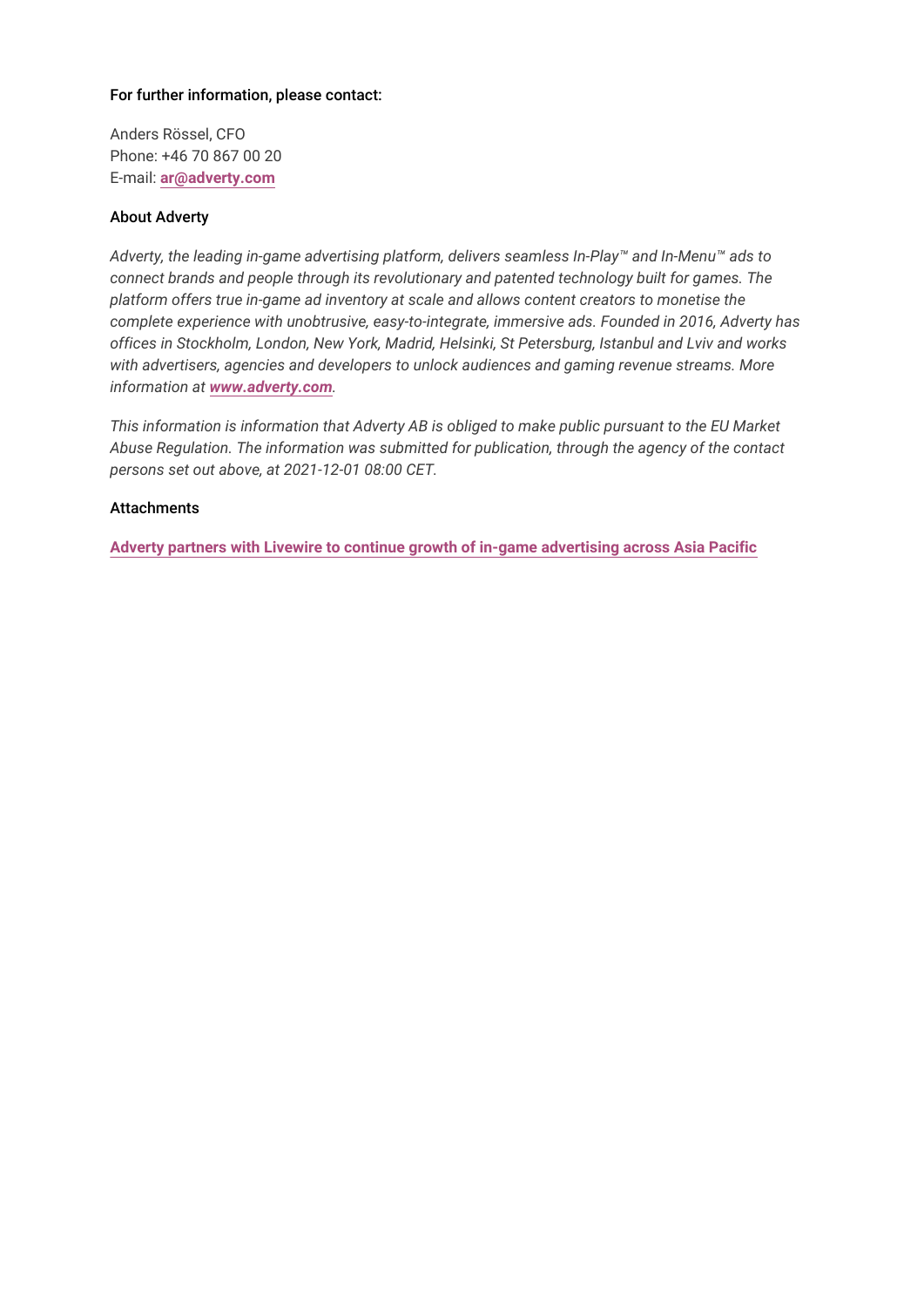**For further information, please contact:**

Anders Rössel, CFO
Phone: +46 70 867 00 20
E-mail: **ar@adverty.com**

**About Adverty**

*Adverty, the leading in-game advertising platform, delivers seamless In-Play™ and In-Menu™ ads to connect brands and people through its revolutionary and patented technology built for games. The platform offers true in-game ad inventory at scale and allows content creators to monetise the complete experience with unobtrusive, easy-to-integrate, immersive ads. Founded in 2016, Adverty has offices in Stockholm, London, New York, Madrid, Helsinki, St Petersburg, Istanbul and Lviv and works with advertisers, agencies and developers to unlock audiences and gaming revenue streams. More information at* ***www.adverty.com****.*

*This information is information that Adverty AB is obliged to make public pursuant to the EU Market Abuse Regulation. The information was submitted for publication, through the agency of the contact persons set out above, at 2021-12-01 08:00 CET.*

**Attachments**

**Adverty partners with Livewire to continue growth of in-game advertising across Asia Pacific**